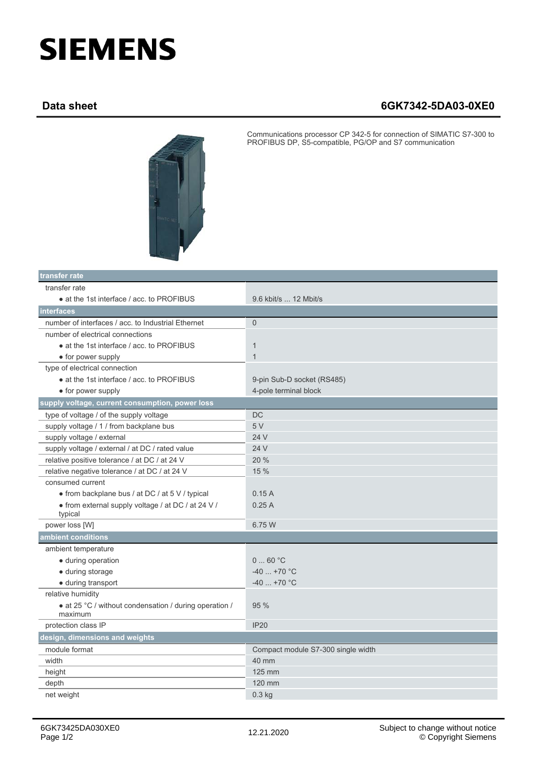# SIEMENS

## Data sheet 6GK7342-5DA03-0XE0

Communications processor CP 342-5 for connection of SIMATIC S7-300 to PROFIBUS DP, S5-compatible, PG/OP and S7 communication

| **transfer rate** | |
|---|---|
| transfer rate | |
| • at the 1st interface / acc. to PROFIBUS | 9.6 kbit/s ... 12 Mbit/s |
| **interfaces** | |
| number of interfaces / acc. to Industrial Ethernet | 0 |
| number of electrical connections | |
| • at the 1st interface / acc. to PROFIBUS | 1 |
| • for power supply | 1 |
| type of electrical connection | |
| • at the 1st interface / acc. to PROFIBUS | 9-pin Sub-D socket (RS485) |
| • for power supply | 4-pole terminal block |
| **supply voltage, current consumption, power loss** | |
| type of voltage / of the supply voltage | DC |
| supply voltage / 1 / from backplane bus | 5 V |
| supply voltage / external | 24 V |
| supply voltage / external / at DC / rated value | 24 V |
| relative positive tolerance / at DC / at 24 V | 20 % |
| relative negative tolerance / at DC / at 24 V | 15 % |
| consumed current | |
| • from backplane bus / at DC / at 5 V / typical | 0.15 A |
| • from external supply voltage / at DC / at 24 V / typical | 0.25 A |
| power loss [W] | 6.75 W |
| **ambient conditions** | |
| ambient temperature | |
| • during operation | 0 ... 60 °C |
| • during storage | -40 ... +70 °C |
| • during transport | -40 ... +70 °C |
| relative humidity | |
| • at 25 °C / without condensation / during operation / maximum | 95 % |
| protection class IP | IP20 |
| **design, dimensions and weights** | |
| module format | Compact module S7-300 single width |
| width | 40 mm |
| height | 125 mm |
| depth | 120 mm |
| net weight | 0.3 kg |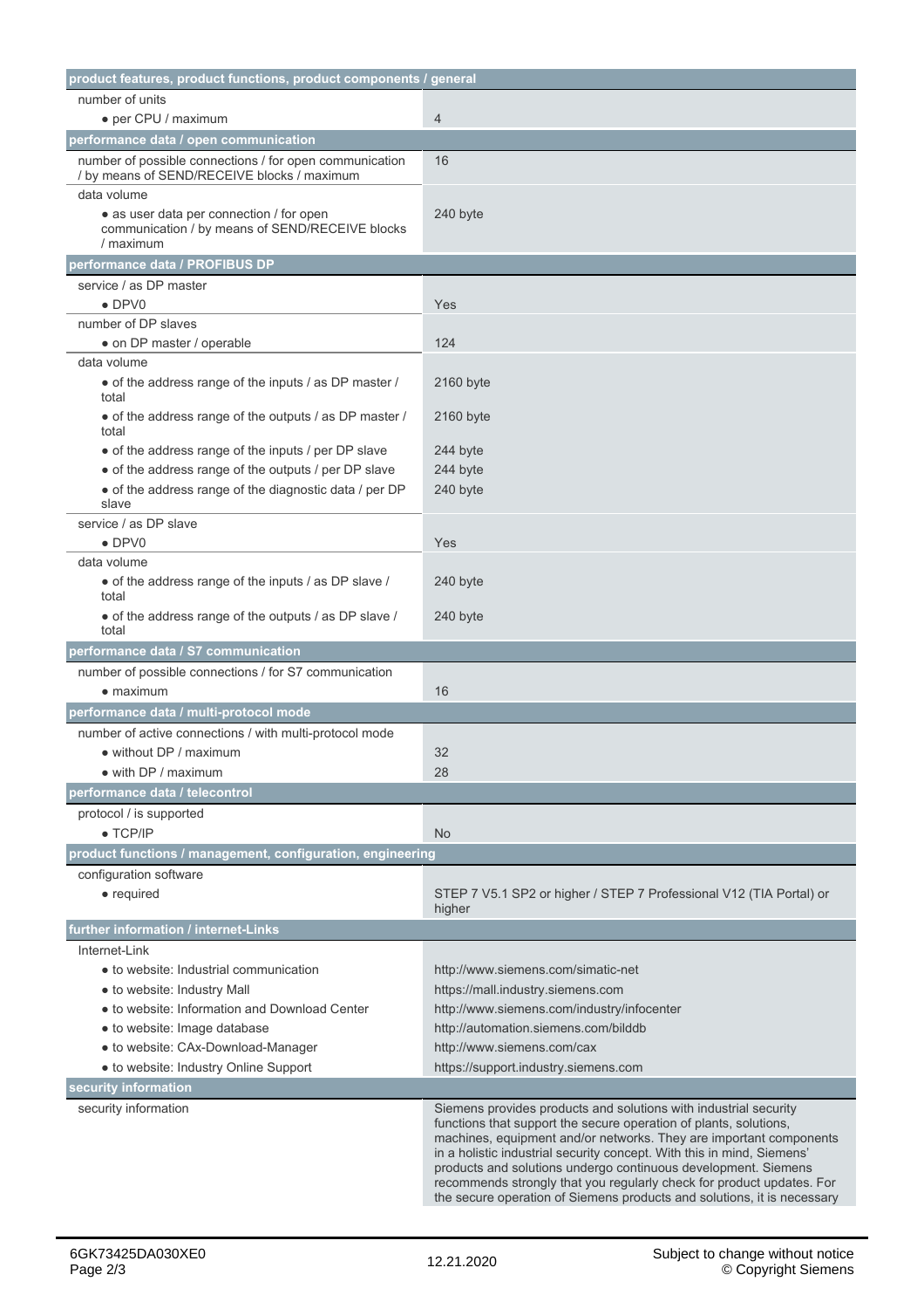| product features, product functions, product components / general | |
|---|---|
| number of units | |
| • per CPU / maximum | 4 |
| **performance data / open communication** | |
| number of possible connections / for open communication / by means of SEND/RECEIVE blocks / maximum | 16 |
| data volume | |
| • as user data per connection / for open communication / by means of SEND/RECEIVE blocks / maximum | 240 byte |
| **performance data / PROFIBUS DP** | |
| service / as DP master | |
| • DPV0 | Yes |
| number of DP slaves | |
| • on DP master / operable | 124 |
| data volume | |
| • of the address range of the inputs / as DP master / total | 2160 byte |
| • of the address range of the outputs / as DP master / total | 2160 byte |
| • of the address range of the inputs / per DP slave | 244 byte |
| • of the address range of the outputs / per DP slave | 244 byte |
| • of the address range of the diagnostic data / per DP slave | 240 byte |
| service / as DP slave | |
| • DPV0 | Yes |
| data volume | |
| • of the address range of the inputs / as DP slave / total | 240 byte |
| • of the address range of the outputs / as DP slave / total | 240 byte |
| **performance data / S7 communication** | |
| number of possible connections / for S7 communication | |
| • maximum | 16 |
| **performance data / multi-protocol mode** | |
| number of active connections / with multi-protocol mode | |
| • without DP / maximum | 32 |
| • with DP / maximum | 28 |
| **performance data / telecontrol** | |
| protocol / is supported | |
| • TCP/IP | No |
| **product functions / management, configuration, engineering** | |
| configuration software | |
| • required | STEP 7 V5.1 SP2 or higher / STEP 7 Professional V12 (TIA Portal) or higher |
| **further information / internet-Links** | |
| Internet-Link | |
| • to website: Industrial communication | http://www.siemens.com/simatic-net |
| • to website: Industry Mall | https://mall.industry.siemens.com |
| • to website: Information and Download Center | http://www.siemens.com/industry/infocenter |
| • to website: Image database | http://automation.siemens.com/bilddb |
| • to website: CAx-Download-Manager | http://www.siemens.com/cax |
| • to website: Industry Online Support | https://support.industry.siemens.com |
| **security information** | |
| security information | Siemens provides products and solutions with industrial security functions that support the secure operation of plants, solutions, machines, equipment and/or networks. They are important components in a holistic industrial security concept. With this in mind, Siemens' products and solutions undergo continuous development. Siemens recommends strongly that you regularly check for product updates. For the secure operation of Siemens products and solutions, it is necessary |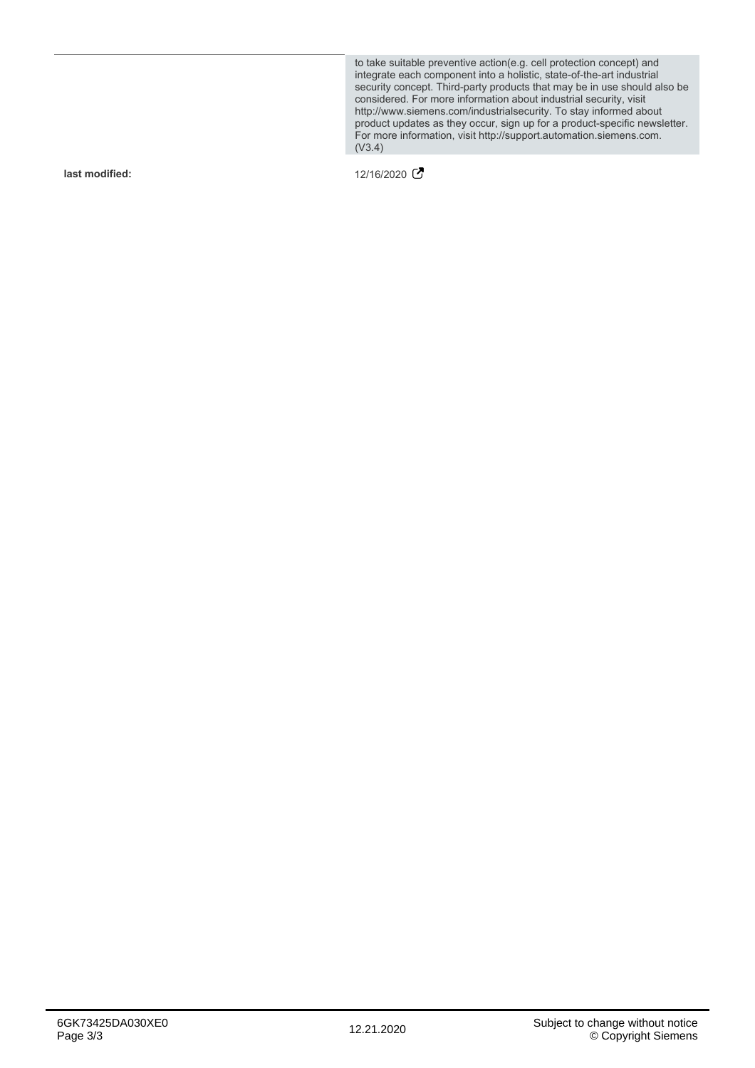| | |
|---|---|
| | to take suitable preventive action(e.g. cell protection concept) and integrate each component into a holistic, state-of-the-art industrial security concept. Third-party products that may be in use should also be considered. For more information about industrial security, visit http://www.siemens.com/industrialsecurity. To stay informed about product updates as they occur, sign up for a product-specific newsletter. For more information, visit http://support.automation.siemens.com. (V3.4) |
| **last modified:** | 12/16/2020 |